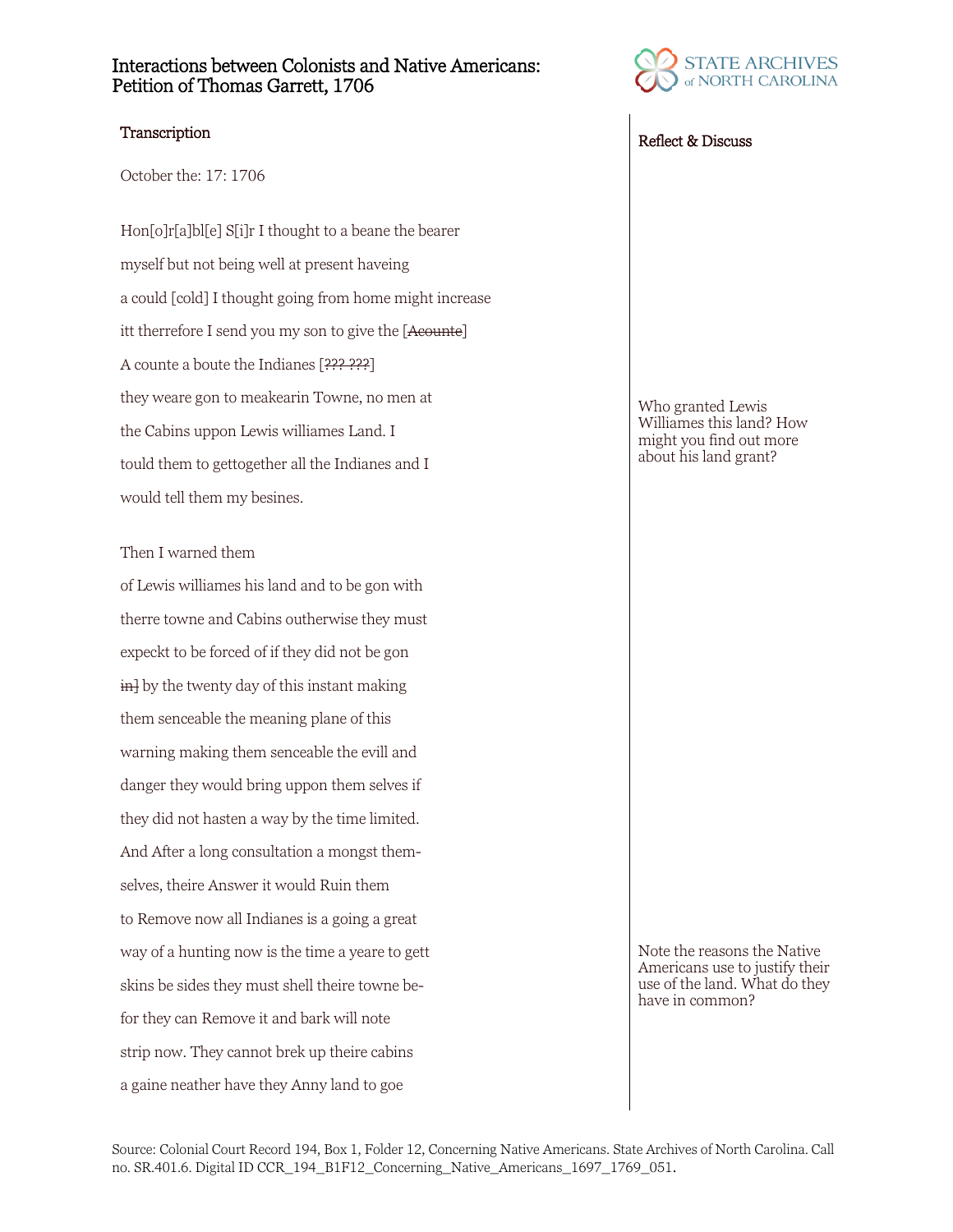# Interactions between Colonists and Native Americans: Petition of Thomas Garrett, 1706

## Transcription

October the: 17: 1706

Hon[o]r[a]bl[e] S[i]r I thought to a beane the bearer
myself but not being well at present haveing
a could [cold] I thought going from home might increase
itt therrefore I send you my son to give the [~~Acounte~~]
A counte a boute the Indianes [~~??? ???~~]
they weare gon to meakearin Towne, no men at
the Cabins uppon Lewis williames Land. I
tould them to gettogether all the Indianes and I
would tell them my besines.

Then I warned them
of Lewis williames his land and to be gon with
therre towne and Cabins outherwise they must
expeckt to be forced of if they did not be gon
~~in]~~ by the twenty day of this instant making
them senceable the meaning plane of this
warning making them senceable the evill and
danger they would bring uppon them selves if
they did not hasten a way by the time limited.
And After a long consultation a mongst them-
selves, theire Answer it would Ruin them
to Remove now all Indianes is a going a great
way of a hunting now is the time a yeare to gett
skins be sides they must shell theire towne be-
for they can Remove it and bark will note
strip now. They cannot brek up theire cabins
a gaine neather have they Anny land to goe

## Reflect & Discuss

Who granted Lewis Williames this land? How might you find out more about his land grant?

Note the reasons the Native Americans use to justify their use of the land. What do they have in common?

Source: Colonial Court Record 194, Box 1, Folder 12, Concerning Native Americans. State Archives of North Carolina. Call no. SR.401.6. Digital ID CCR_194_B1F12_Concerning_Native_Americans_1697_1769_051.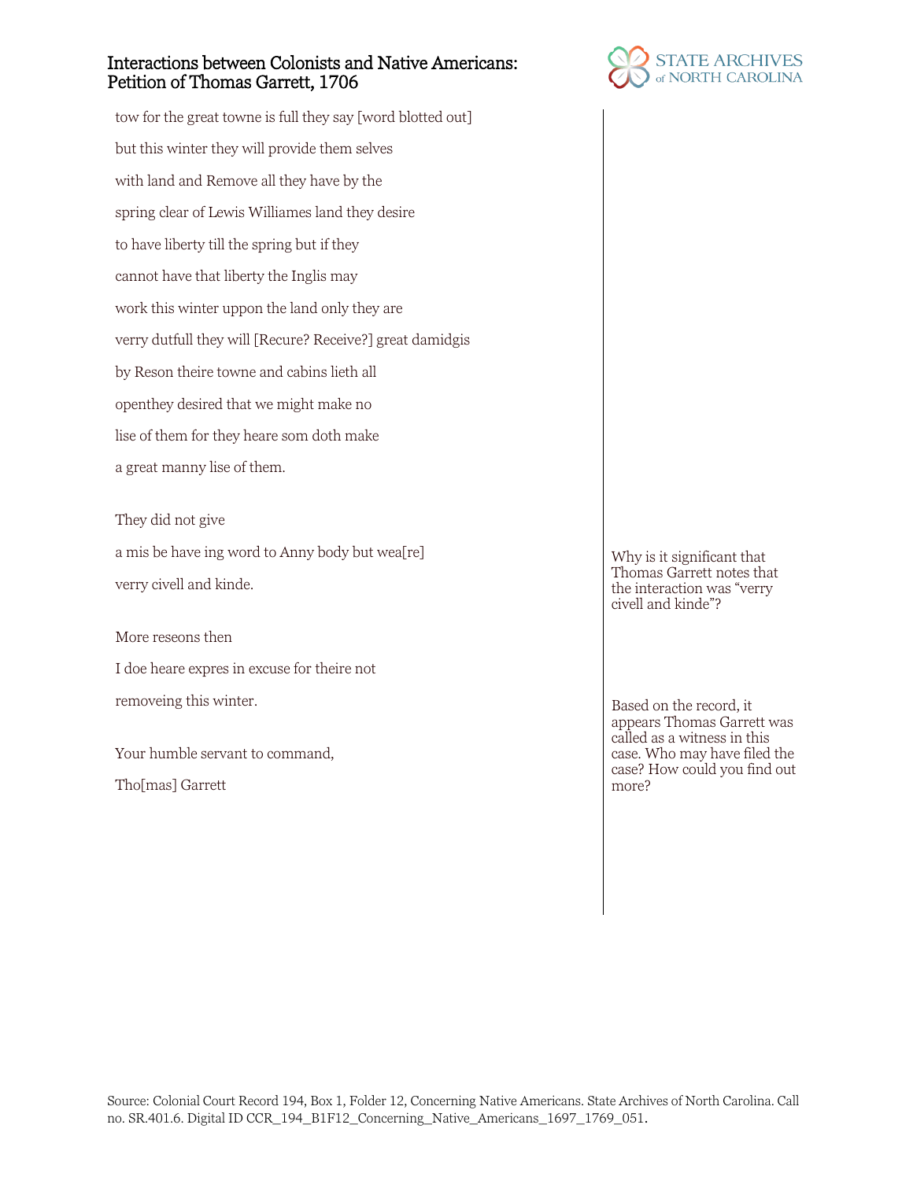# Interactions between Colonists and Native Americans: Petition of Thomas Garrett, 1706

tow for the great towne is full they say [word blotted out]

but this winter they will provide them selves

with land and Remove all they have by the

spring clear of Lewis Williames land they desire

to have liberty till the spring but if they

cannot have that liberty the Inglis may

work this winter uppon the land only they are

verry dutfull they will [Recure? Receive?] great damidgis

by Reson theire towne and cabins lieth all

openthey desired that we might make no

lise of them for they heare som doth make

a great manny lise of them.

They did not give

a mis be have ing word to Anny body but wea[re]

verry civell and kinde.

More reseons then

I doe heare expres in excuse for theire not

removeing this winter.

Your humble servant to command,

Tho[mas] Garrett

Why is it significant that Thomas Garrett notes that the interaction was "verry civell and kinde"?

Based on the record, it appears Thomas Garrett was called as a witness in this case. Who may have filed the case? How could you find out more?

Source: Colonial Court Record 194, Box 1, Folder 12, Concerning Native Americans. State Archives of North Carolina. Call no. SR.401.6. Digital ID CCR_194_B1F12_Concerning_Native_Americans_1697_1769_051.